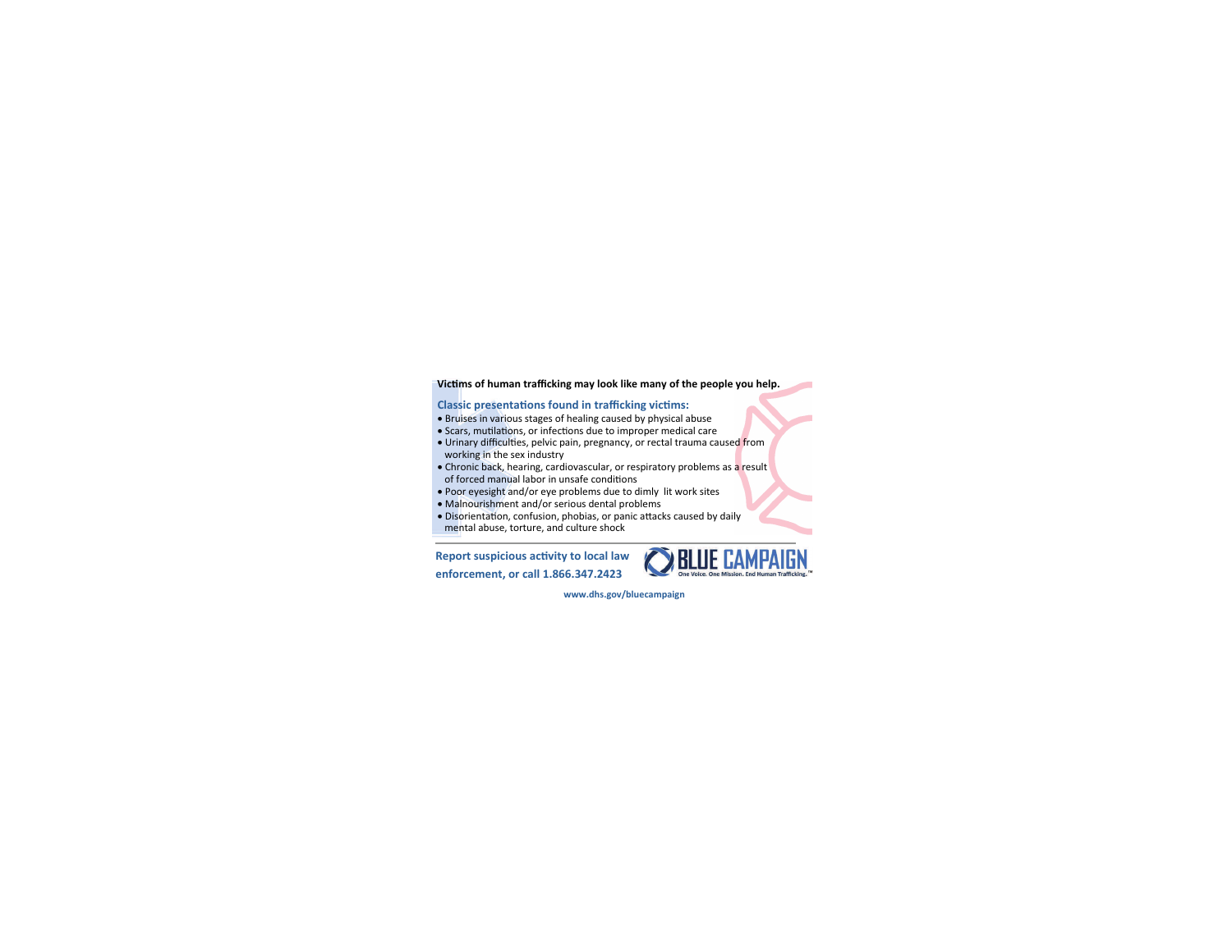**Victims of human trafficking may look like many of the people you help.**

## Classic presentations found in trafficking victims:

- Bruises in various stages of healing caused by physical abuse
- Scars, mutilations, or infections due to improper medical care
- Urinary difficulties, pelvic pain, pregnancy, or rectal trauma caused from working in the sex industry
- Chronic back, hearing, cardiovascular, or respiratory problems as a result of forced manual labor in unsafe conditions
- Poor eyesight and/or eye problems due to dimly lit work sites
- Malnourishment and/or serious dental problems
- Disorientation, confusion, phobias, or panic attacks caused by daily mental abuse, torture, and culture shock

---

**Report suspicious activity to local law enforcement, or call 1.866.347.2423**

BLUE CAMPAIGN

One Voice. One Mission. End Human Trafficking.™

**www.dhs.gov/bluecampaign**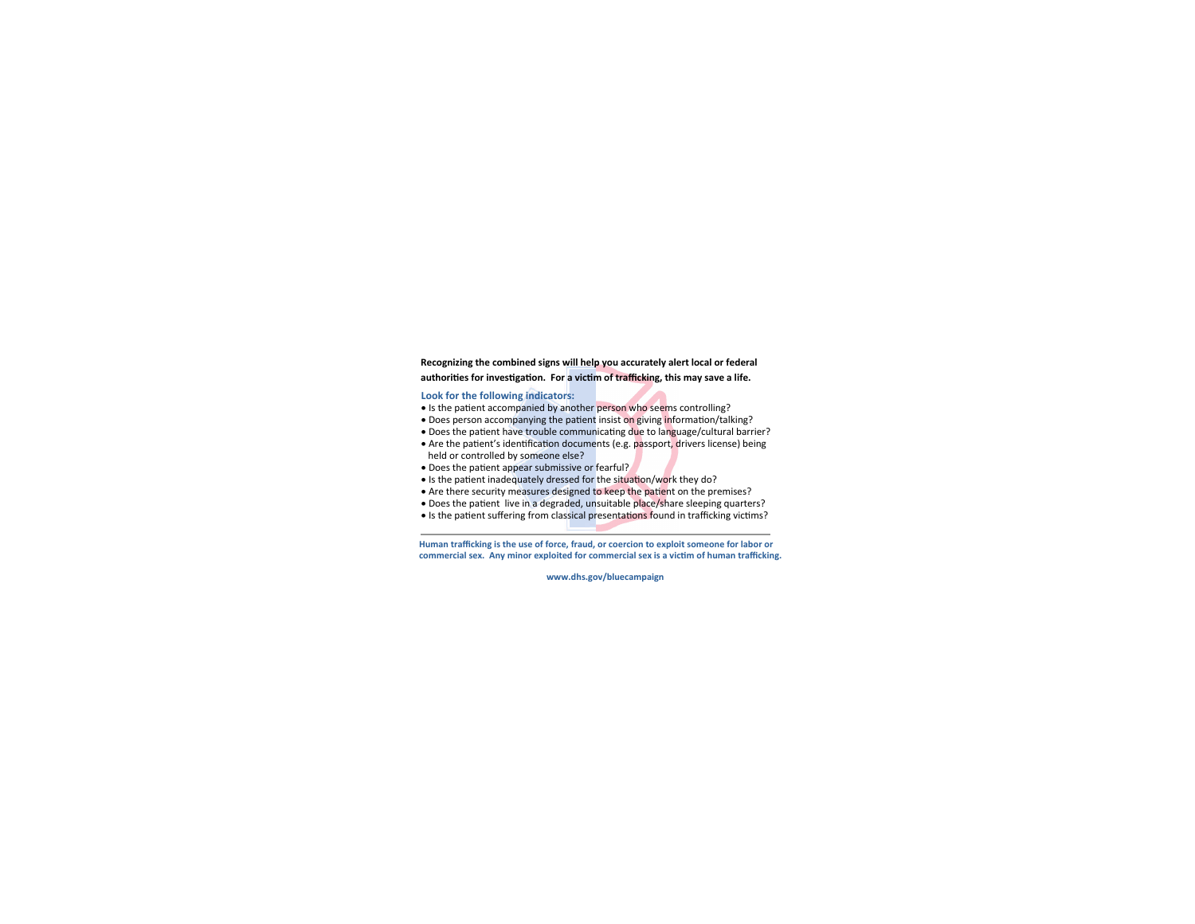**Recognizing the combined signs will help you accurately alert local or federal authorities for investigation. For a victim of trafficking, this may save a life.**

**Look for the following indicators:**

- Is the patient accompanied by another person who seems controlling?
- Does person accompanying the patient insist on giving information/talking?
- Does the patient have trouble communicating due to language/cultural barrier?
- Are the patient's identification documents (e.g. passport, drivers license) being held or controlled by someone else?
- Does the patient appear submissive or fearful?
- Is the patient inadequately dressed for the situation/work they do?
- Are there security measures designed to keep the patient on the premises?
- Does the patient live in a degraded, unsuitable place/share sleeping quarters?
- Is the patient suffering from classical presentations found in trafficking victims?

---

**Human trafficking is the use of force, fraud, or coercion to exploit someone for labor or commercial sex. Any minor exploited for commercial sex is a victim of human trafficking.**

**www.dhs.gov/bluecampaign**